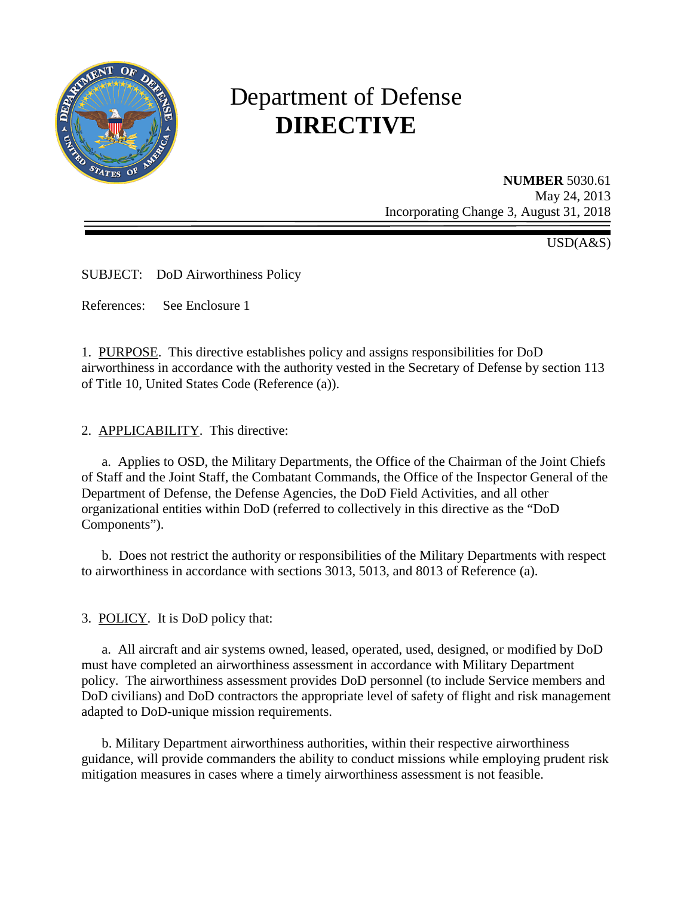# Department of Defense
# **DIRECTIVE**

**NUMBER** 5030.61
May 24, 2013
Incorporating Change 3, August 31, 2018

USD(A&S)

SUBJECT: DoD Airworthiness Policy

References: See Enclosure 1

1. PURPOSE. This directive establishes policy and assigns responsibilities for DoD airworthiness in accordance with the authority vested in the Secretary of Defense by section 113 of Title 10, United States Code (Reference (a)).

2. APPLICABILITY. This directive:

a. Applies to OSD, the Military Departments, the Office of the Chairman of the Joint Chiefs of Staff and the Joint Staff, the Combatant Commands, the Office of the Inspector General of the Department of Defense, the Defense Agencies, the DoD Field Activities, and all other organizational entities within DoD (referred to collectively in this directive as the "DoD Components").

b. Does not restrict the authority or responsibilities of the Military Departments with respect to airworthiness in accordance with sections 3013, 5013, and 8013 of Reference (a).

3. POLICY. It is DoD policy that:

a. All aircraft and air systems owned, leased, operated, used, designed, or modified by DoD must have completed an airworthiness assessment in accordance with Military Department policy. The airworthiness assessment provides DoD personnel (to include Service members and DoD civilians) and DoD contractors the appropriate level of safety of flight and risk management adapted to DoD-unique mission requirements.

b. Military Department airworthiness authorities, within their respective airworthiness guidance, will provide commanders the ability to conduct missions while employing prudent risk mitigation measures in cases where a timely airworthiness assessment is not feasible.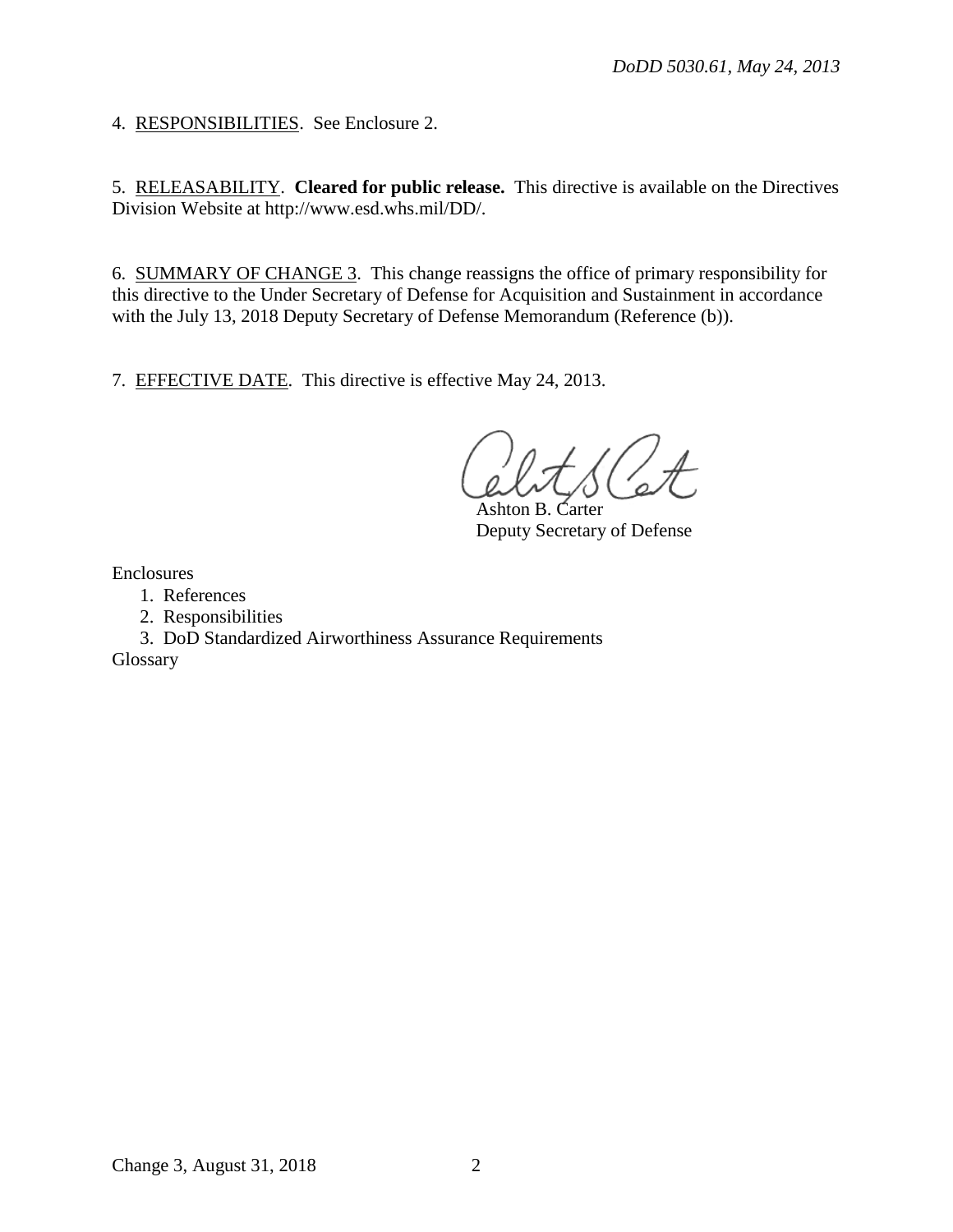4. RESPONSIBILITIES. See Enclosure 2.

5. RELEASABILITY. **Cleared for public release.** This directive is available on the Directives Division Website at http://www.esd.whs.mil/DD/.

6. SUMMARY OF CHANGE 3. This change reassigns the office of primary responsibility for this directive to the Under Secretary of Defense for Acquisition and Sustainment in accordance with the July 13, 2018 Deputy Secretary of Defense Memorandum (Reference (b)).

7. EFFECTIVE DATE. This directive is effective May 24, 2013.

Ashton B. Carter
Deputy Secretary of Defense

Enclosures
1. References
2. Responsibilities
3. DoD Standardized Airworthiness Assurance Requirements

Glossary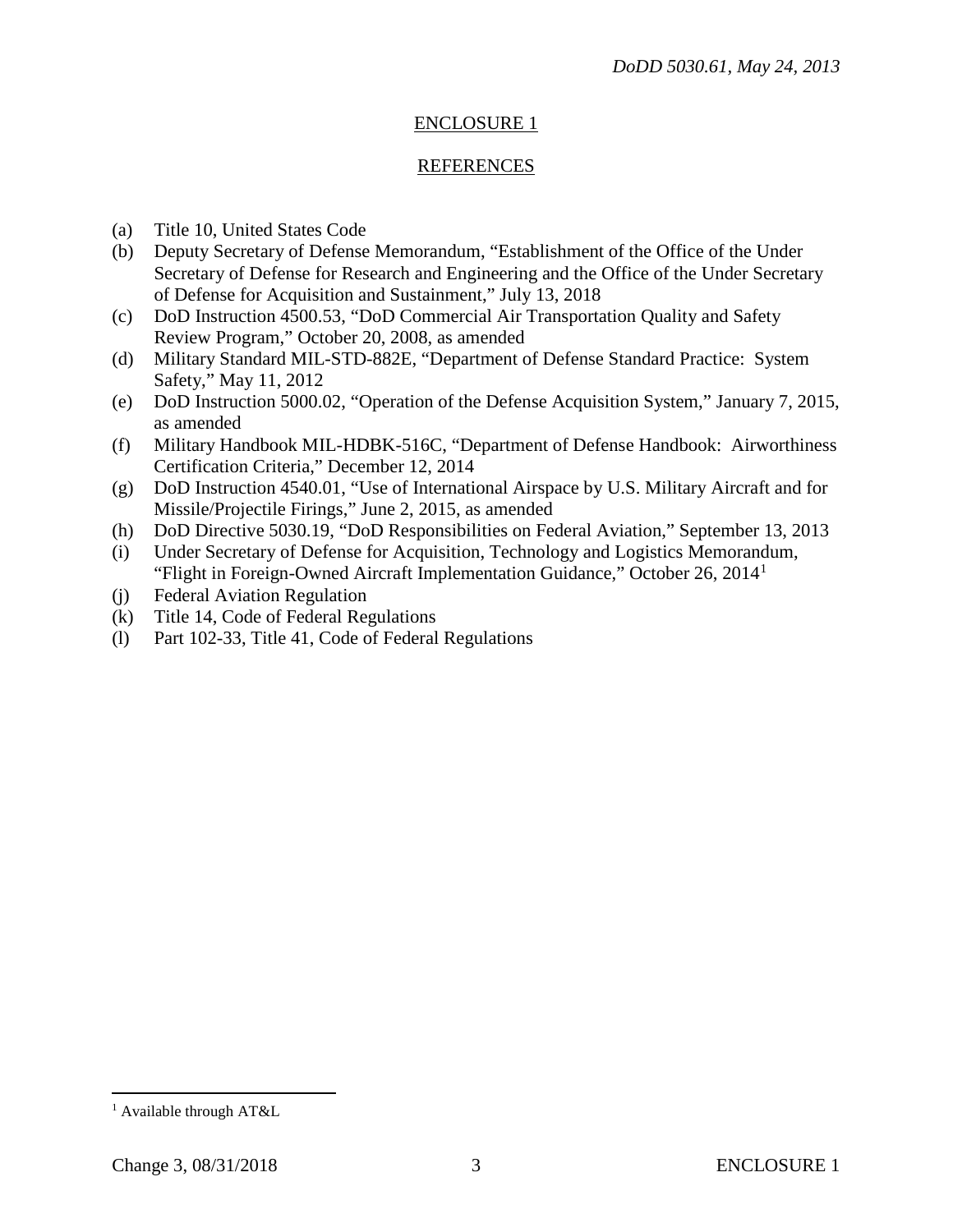## ENCLOSURE 1

## REFERENCES

(a) Title 10, United States Code
(b) Deputy Secretary of Defense Memorandum, "Establishment of the Office of the Under Secretary of Defense for Research and Engineering and the Office of the Under Secretary of Defense for Acquisition and Sustainment," July 13, 2018
(c) DoD Instruction 4500.53, "DoD Commercial Air Transportation Quality and Safety Review Program," October 20, 2008, as amended
(d) Military Standard MIL-STD-882E, "Department of Defense Standard Practice: System Safety," May 11, 2012
(e) DoD Instruction 5000.02, "Operation of the Defense Acquisition System," January 7, 2015, as amended
(f) Military Handbook MIL-HDBK-516C, "Department of Defense Handbook: Airworthiness Certification Criteria," December 12, 2014
(g) DoD Instruction 4540.01, "Use of International Airspace by U.S. Military Aircraft and for Missile/Projectile Firings," June 2, 2015, as amended
(h) DoD Directive 5030.19, "DoD Responsibilities on Federal Aviation," September 13, 2013
(i) Under Secretary of Defense for Acquisition, Technology and Logistics Memorandum, "Flight in Foreign-Owned Aircraft Implementation Guidance," October 26, 2014[1]
(j) Federal Aviation Regulation
(k) Title 14, Code of Federal Regulations
(l) Part 102-33, Title 41, Code of Federal Regulations

---

[1] Available through AT&L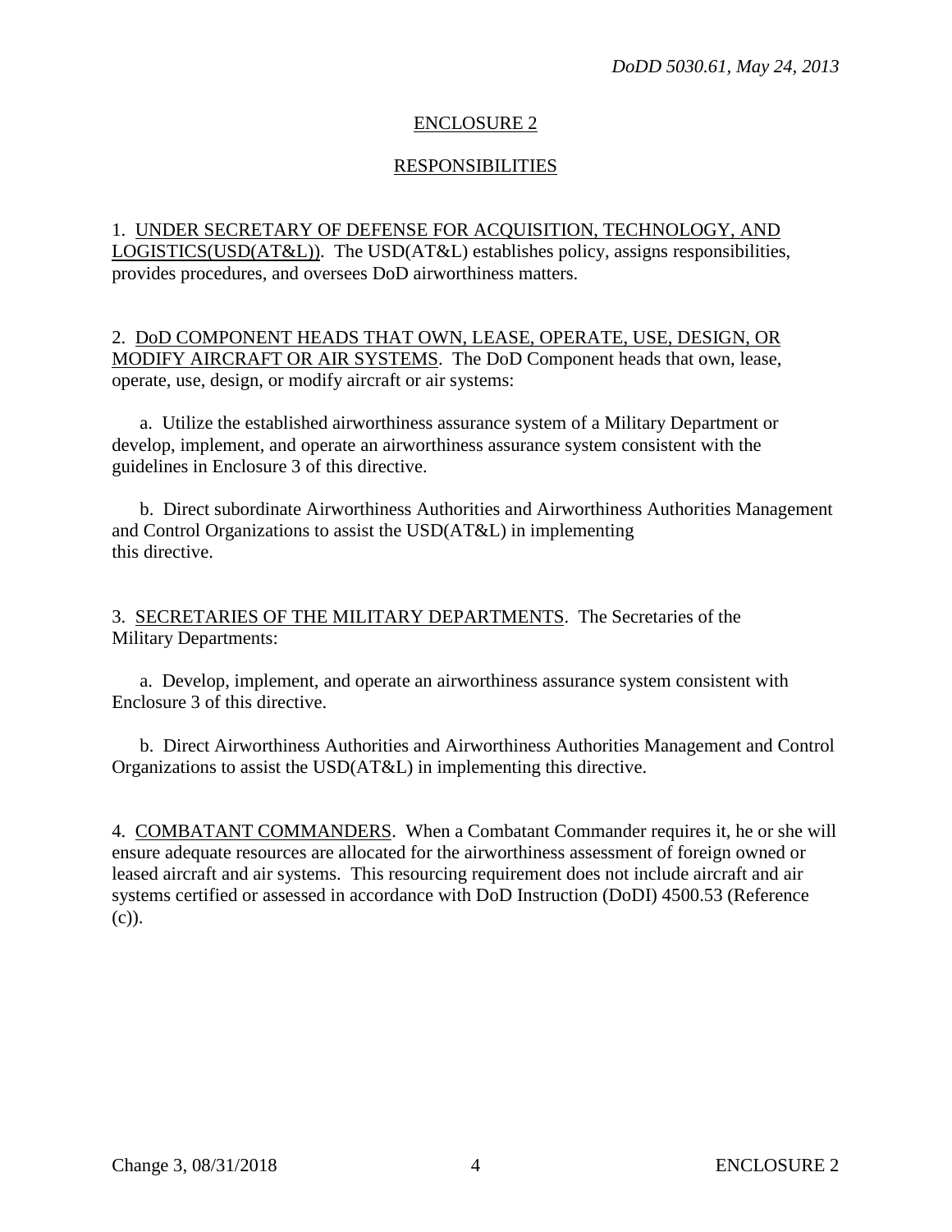## ENCLOSURE 2

## RESPONSIBILITIES

1. UNDER SECRETARY OF DEFENSE FOR ACQUISITION, TECHNOLOGY, AND LOGISTICS(USD(AT&L)). The USD(AT&L) establishes policy, assigns responsibilities, provides procedures, and oversees DoD airworthiness matters.

2. DoD COMPONENT HEADS THAT OWN, LEASE, OPERATE, USE, DESIGN, OR MODIFY AIRCRAFT OR AIR SYSTEMS. The DoD Component heads that own, lease, operate, use, design, or modify aircraft or air systems:

a. Utilize the established airworthiness assurance system of a Military Department or develop, implement, and operate an airworthiness assurance system consistent with the guidelines in Enclosure 3 of this directive.

b. Direct subordinate Airworthiness Authorities and Airworthiness Authorities Management and Control Organizations to assist the USD(AT&L) in implementing this directive.

3. SECRETARIES OF THE MILITARY DEPARTMENTS. The Secretaries of the Military Departments:

a. Develop, implement, and operate an airworthiness assurance system consistent with Enclosure 3 of this directive.

b. Direct Airworthiness Authorities and Airworthiness Authorities Management and Control Organizations to assist the USD(AT&L) in implementing this directive.

4. COMBATANT COMMANDERS. When a Combatant Commander requires it, he or she will ensure adequate resources are allocated for the airworthiness assessment of foreign owned or leased aircraft and air systems. This resourcing requirement does not include aircraft and air systems certified or assessed in accordance with DoD Instruction (DoDI) 4500.53 (Reference (c)).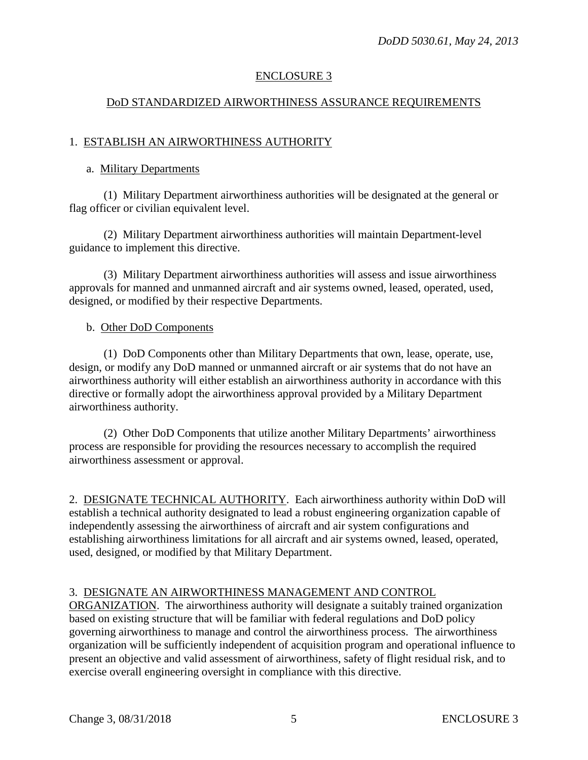## ENCLOSURE 3

## DoD STANDARDIZED AIRWORTHINESS ASSURANCE REQUIREMENTS

### 1. ESTABLISH AN AIRWORTHINESS AUTHORITY

a. Military Departments

(1) Military Department airworthiness authorities will be designated at the general or flag officer or civilian equivalent level.

(2) Military Department airworthiness authorities will maintain Department-level guidance to implement this directive.

(3) Military Department airworthiness authorities will assess and issue airworthiness approvals for manned and unmanned aircraft and air systems owned, leased, operated, used, designed, or modified by their respective Departments.

b. Other DoD Components

(1) DoD Components other than Military Departments that own, lease, operate, use, design, or modify any DoD manned or unmanned aircraft or air systems that do not have an airworthiness authority will either establish an airworthiness authority in accordance with this directive or formally adopt the airworthiness approval provided by a Military Department airworthiness authority.

(2) Other DoD Components that utilize another Military Departments' airworthiness process are responsible for providing the resources necessary to accomplish the required airworthiness assessment or approval.

2. DESIGNATE TECHNICAL AUTHORITY. Each airworthiness authority within DoD will establish a technical authority designated to lead a robust engineering organization capable of independently assessing the airworthiness of aircraft and air system configurations and establishing airworthiness limitations for all aircraft and air systems owned, leased, operated, used, designed, or modified by that Military Department.

3. DESIGNATE AN AIRWORTHINESS MANAGEMENT AND CONTROL ORGANIZATION. The airworthiness authority will designate a suitably trained organization based on existing structure that will be familiar with federal regulations and DoD policy governing airworthiness to manage and control the airworthiness process. The airworthiness organization will be sufficiently independent of acquisition program and operational influence to present an objective and valid assessment of airworthiness, safety of flight residual risk, and to exercise overall engineering oversight in compliance with this directive.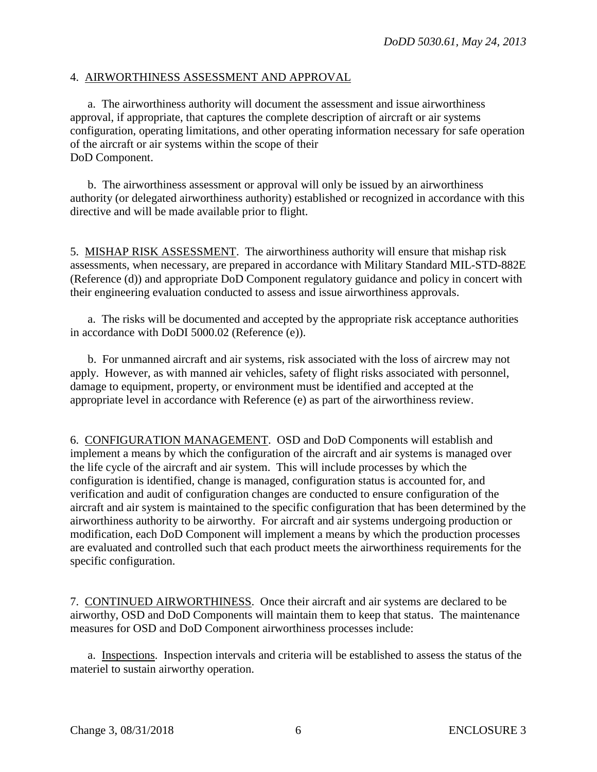4. AIRWORTHINESS ASSESSMENT AND APPROVAL

a. The airworthiness authority will document the assessment and issue airworthiness approval, if appropriate, that captures the complete description of aircraft or air systems configuration, operating limitations, and other operating information necessary for safe operation of the aircraft or air systems within the scope of their DoD Component.

b. The airworthiness assessment or approval will only be issued by an airworthiness authority (or delegated airworthiness authority) established or recognized in accordance with this directive and will be made available prior to flight.

5. MISHAP RISK ASSESSMENT. The airworthiness authority will ensure that mishap risk assessments, when necessary, are prepared in accordance with Military Standard MIL-STD-882E (Reference (d)) and appropriate DoD Component regulatory guidance and policy in concert with their engineering evaluation conducted to assess and issue airworthiness approvals.

a. The risks will be documented and accepted by the appropriate risk acceptance authorities in accordance with DoDI 5000.02 (Reference (e)).

b. For unmanned aircraft and air systems, risk associated with the loss of aircrew may not apply. However, as with manned air vehicles, safety of flight risks associated with personnel, damage to equipment, property, or environment must be identified and accepted at the appropriate level in accordance with Reference (e) as part of the airworthiness review.

6. CONFIGURATION MANAGEMENT. OSD and DoD Components will establish and implement a means by which the configuration of the aircraft and air systems is managed over the life cycle of the aircraft and air system. This will include processes by which the configuration is identified, change is managed, configuration status is accounted for, and verification and audit of configuration changes are conducted to ensure configuration of the aircraft and air system is maintained to the specific configuration that has been determined by the airworthiness authority to be airworthy. For aircraft and air systems undergoing production or modification, each DoD Component will implement a means by which the production processes are evaluated and controlled such that each product meets the airworthiness requirements for the specific configuration.

7. CONTINUED AIRWORTHINESS. Once their aircraft and air systems are declared to be airworthy, OSD and DoD Components will maintain them to keep that status. The maintenance measures for OSD and DoD Component airworthiness processes include:

a. Inspections. Inspection intervals and criteria will be established to assess the status of the materiel to sustain airworthy operation.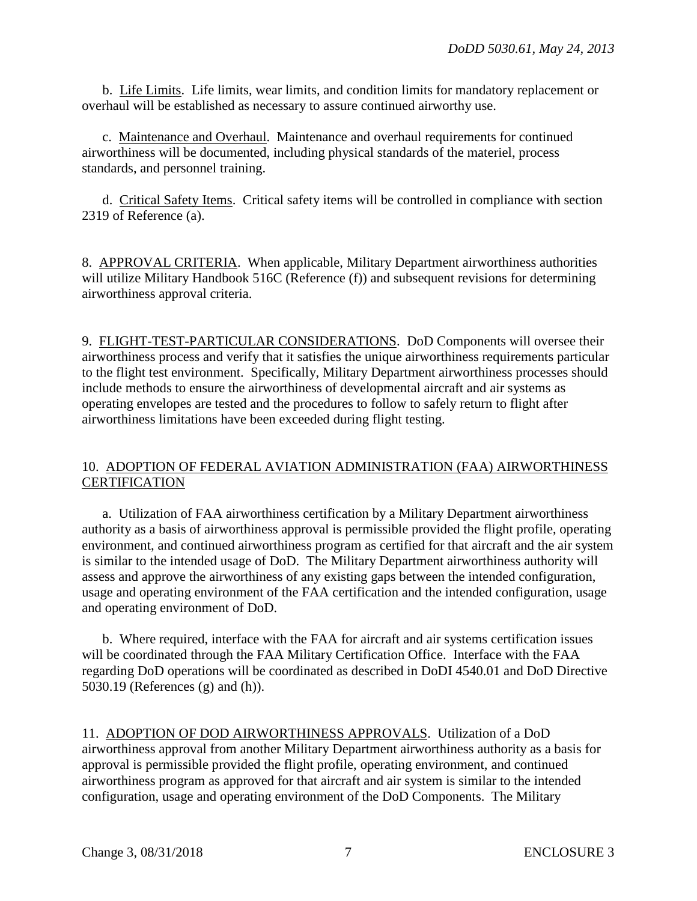b. Life Limits. Life limits, wear limits, and condition limits for mandatory replacement or overhaul will be established as necessary to assure continued airworthy use.

c. Maintenance and Overhaul. Maintenance and overhaul requirements for continued airworthiness will be documented, including physical standards of the materiel, process standards, and personnel training.

d. Critical Safety Items. Critical safety items will be controlled in compliance with section 2319 of Reference (a).

8. APPROVAL CRITERIA. When applicable, Military Department airworthiness authorities will utilize Military Handbook 516C (Reference (f)) and subsequent revisions for determining airworthiness approval criteria.

9. FLIGHT-TEST-PARTICULAR CONSIDERATIONS. DoD Components will oversee their airworthiness process and verify that it satisfies the unique airworthiness requirements particular to the flight test environment. Specifically, Military Department airworthiness processes should include methods to ensure the airworthiness of developmental aircraft and air systems as operating envelopes are tested and the procedures to follow to safely return to flight after airworthiness limitations have been exceeded during flight testing.

10. ADOPTION OF FEDERAL AVIATION ADMINISTRATION (FAA) AIRWORTHINESS CERTIFICATION

a. Utilization of FAA airworthiness certification by a Military Department airworthiness authority as a basis of airworthiness approval is permissible provided the flight profile, operating environment, and continued airworthiness program as certified for that aircraft and the air system is similar to the intended usage of DoD. The Military Department airworthiness authority will assess and approve the airworthiness of any existing gaps between the intended configuration, usage and operating environment of the FAA certification and the intended configuration, usage and operating environment of DoD.

b. Where required, interface with the FAA for aircraft and air systems certification issues will be coordinated through the FAA Military Certification Office. Interface with the FAA regarding DoD operations will be coordinated as described in DoDI 4540.01 and DoD Directive 5030.19 (References (g) and (h)).

11. ADOPTION OF DOD AIRWORTHINESS APPROVALS. Utilization of a DoD airworthiness approval from another Military Department airworthiness authority as a basis for approval is permissible provided the flight profile, operating environment, and continued airworthiness program as approved for that aircraft and air system is similar to the intended configuration, usage and operating environment of the DoD Components. The Military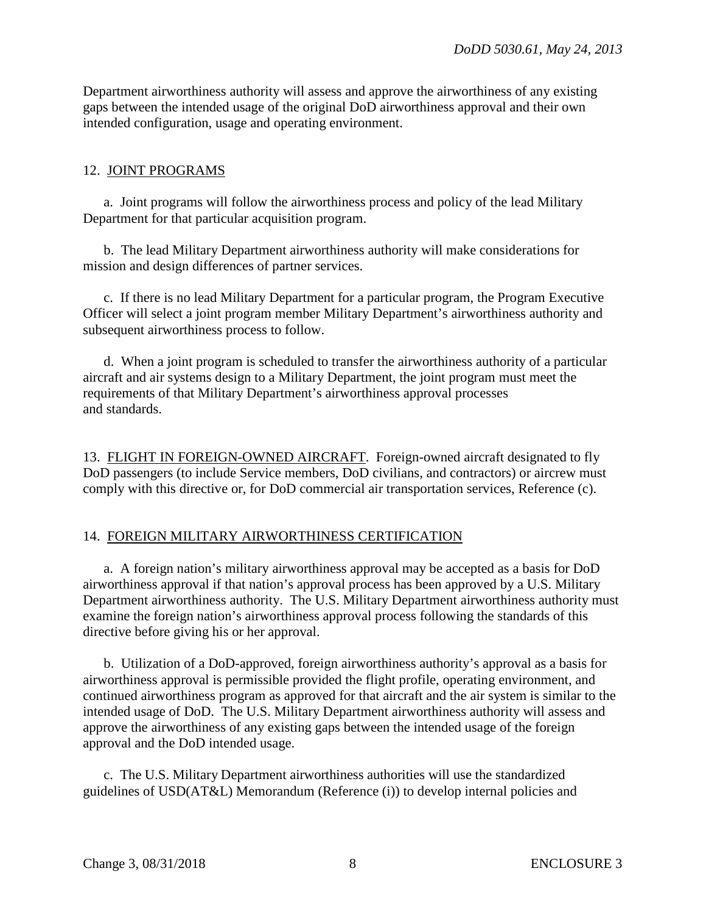Department airworthiness authority will assess and approve the airworthiness of any existing gaps between the intended usage of the original DoD airworthiness approval and their own intended configuration, usage and operating environment.

12. JOINT PROGRAMS

a. Joint programs will follow the airworthiness process and policy of the lead Military Department for that particular acquisition program.

b. The lead Military Department airworthiness authority will make considerations for mission and design differences of partner services.

c. If there is no lead Military Department for a particular program, the Program Executive Officer will select a joint program member Military Department's airworthiness authority and subsequent airworthiness process to follow.

d. When a joint program is scheduled to transfer the airworthiness authority of a particular aircraft and air systems design to a Military Department, the joint program must meet the requirements of that Military Department's airworthiness approval processes and standards.

13. FLIGHT IN FOREIGN-OWNED AIRCRAFT. Foreign-owned aircraft designated to fly DoD passengers (to include Service members, DoD civilians, and contractors) or aircrew must comply with this directive or, for DoD commercial air transportation services, Reference (c).

14. FOREIGN MILITARY AIRWORTHINESS CERTIFICATION

a. A foreign nation's military airworthiness approval may be accepted as a basis for DoD airworthiness approval if that nation's approval process has been approved by a U.S. Military Department airworthiness authority. The U.S. Military Department airworthiness authority must examine the foreign nation's airworthiness approval process following the standards of this directive before giving his or her approval.

b. Utilization of a DoD-approved, foreign airworthiness authority's approval as a basis for airworthiness approval is permissible provided the flight profile, operating environment, and continued airworthiness program as approved for that aircraft and the air system is similar to the intended usage of DoD. The U.S. Military Department airworthiness authority will assess and approve the airworthiness of any existing gaps between the intended usage of the foreign approval and the DoD intended usage.

c. The U.S. Military Department airworthiness authorities will use the standardized guidelines of USD(AT&L) Memorandum (Reference (i)) to develop internal policies and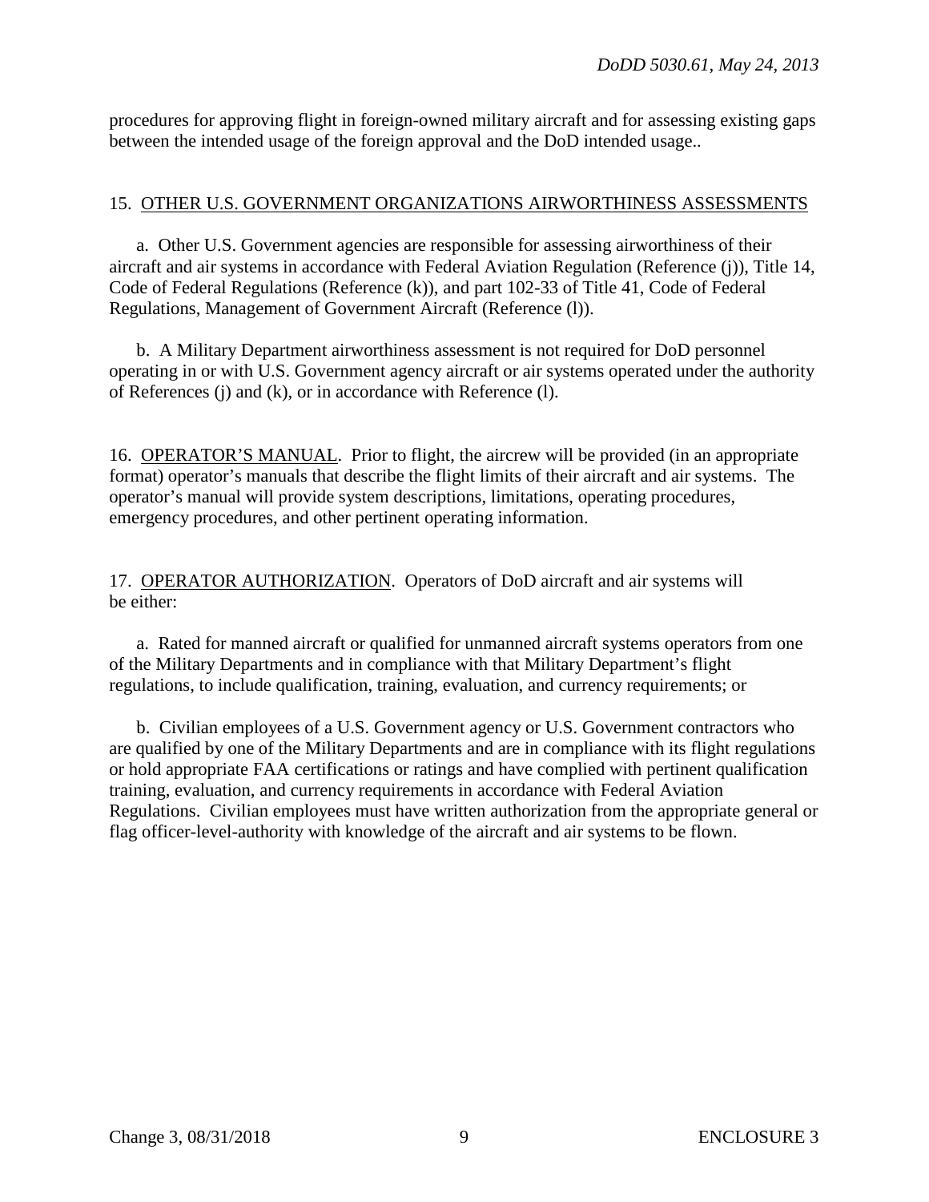procedures for approving flight in foreign-owned military aircraft and for assessing existing gaps between the intended usage of the foreign approval and the DoD intended usage..

15. OTHER U.S. GOVERNMENT ORGANIZATIONS AIRWORTHINESS ASSESSMENTS

a. Other U.S. Government agencies are responsible for assessing airworthiness of their aircraft and air systems in accordance with Federal Aviation Regulation (Reference (j)), Title 14, Code of Federal Regulations (Reference (k)), and part 102-33 of Title 41, Code of Federal Regulations, Management of Government Aircraft (Reference (l)).

b. A Military Department airworthiness assessment is not required for DoD personnel operating in or with U.S. Government agency aircraft or air systems operated under the authority of References (j) and (k), or in accordance with Reference (l).

16. OPERATOR'S MANUAL. Prior to flight, the aircrew will be provided (in an appropriate format) operator's manuals that describe the flight limits of their aircraft and air systems. The operator's manual will provide system descriptions, limitations, operating procedures, emergency procedures, and other pertinent operating information.

17. OPERATOR AUTHORIZATION. Operators of DoD aircraft and air systems will be either:

a. Rated for manned aircraft or qualified for unmanned aircraft systems operators from one of the Military Departments and in compliance with that Military Department's flight regulations, to include qualification, training, evaluation, and currency requirements; or

b. Civilian employees of a U.S. Government agency or U.S. Government contractors who are qualified by one of the Military Departments and are in compliance with its flight regulations or hold appropriate FAA certifications or ratings and have complied with pertinent qualification training, evaluation, and currency requirements in accordance with Federal Aviation Regulations. Civilian employees must have written authorization from the appropriate general or flag officer-level-authority with knowledge of the aircraft and air systems to be flown.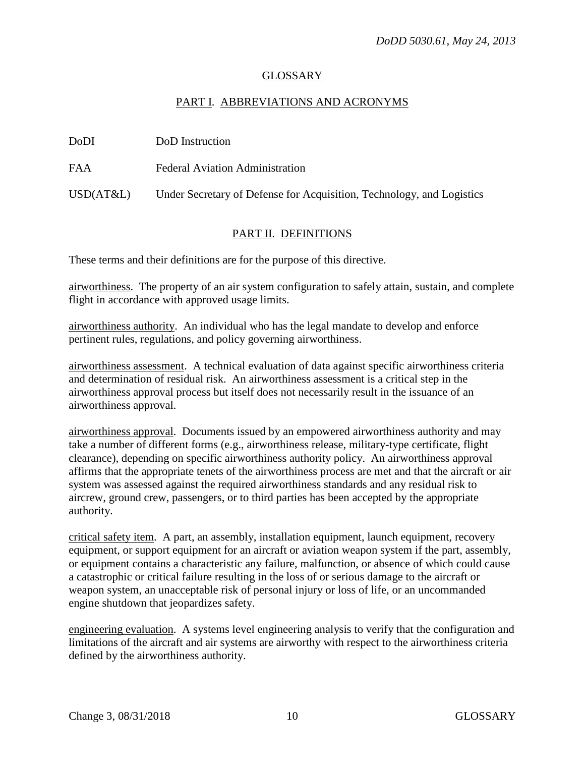# GLOSSARY

## PART I. ABBREVIATIONS AND ACRONYMS

| | |
|---|---|
| DoDI | DoD Instruction |
| FAA | Federal Aviation Administration |
| USD(AT&L) | Under Secretary of Defense for Acquisition, Technology, and Logistics |

## PART II. DEFINITIONS

These terms and their definitions are for the purpose of this directive.

airworthiness. The property of an air system configuration to safely attain, sustain, and complete flight in accordance with approved usage limits.

airworthiness authority. An individual who has the legal mandate to develop and enforce pertinent rules, regulations, and policy governing airworthiness.

airworthiness assessment. A technical evaluation of data against specific airworthiness criteria and determination of residual risk. An airworthiness assessment is a critical step in the airworthiness approval process but itself does not necessarily result in the issuance of an airworthiness approval.

airworthiness approval. Documents issued by an empowered airworthiness authority and may take a number of different forms (e.g., airworthiness release, military-type certificate, flight clearance), depending on specific airworthiness authority policy. An airworthiness approval affirms that the appropriate tenets of the airworthiness process are met and that the aircraft or air system was assessed against the required airworthiness standards and any residual risk to aircrew, ground crew, passengers, or to third parties has been accepted by the appropriate authority.

critical safety item. A part, an assembly, installation equipment, launch equipment, recovery equipment, or support equipment for an aircraft or aviation weapon system if the part, assembly, or equipment contains a characteristic any failure, malfunction, or absence of which could cause a catastrophic or critical failure resulting in the loss of or serious damage to the aircraft or weapon system, an unacceptable risk of personal injury or loss of life, or an uncommanded engine shutdown that jeopardizes safety.

engineering evaluation. A systems level engineering analysis to verify that the configuration and limitations of the aircraft and air systems are airworthy with respect to the airworthiness criteria defined by the airworthiness authority.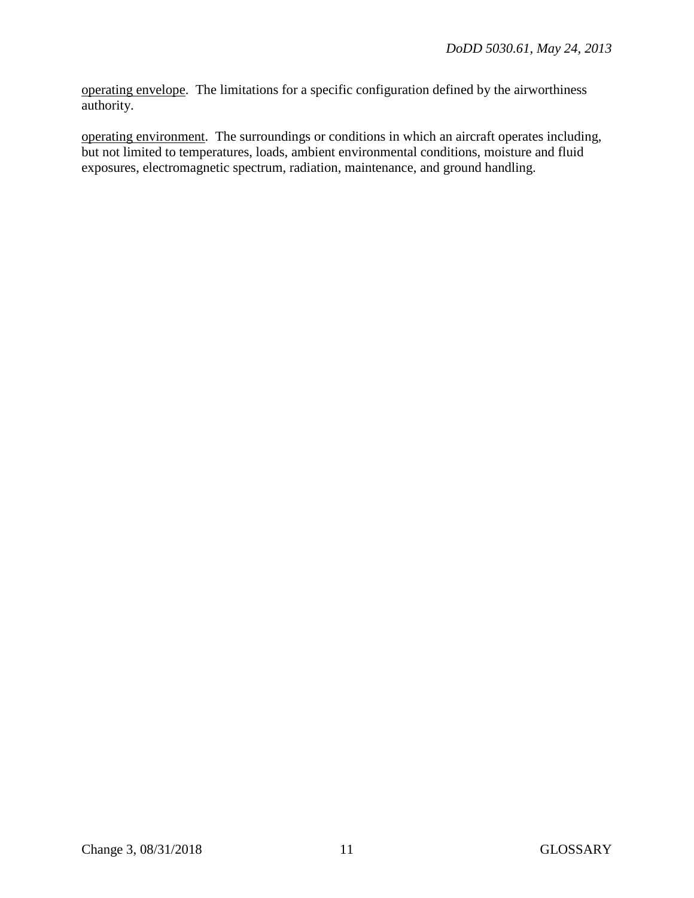<u>operating envelope</u>. The limitations for a specific configuration defined by the airworthiness authority.

<u>operating environment</u>. The surroundings or conditions in which an aircraft operates including, but not limited to temperatures, loads, ambient environmental conditions, moisture and fluid exposures, electromagnetic spectrum, radiation, maintenance, and ground handling.